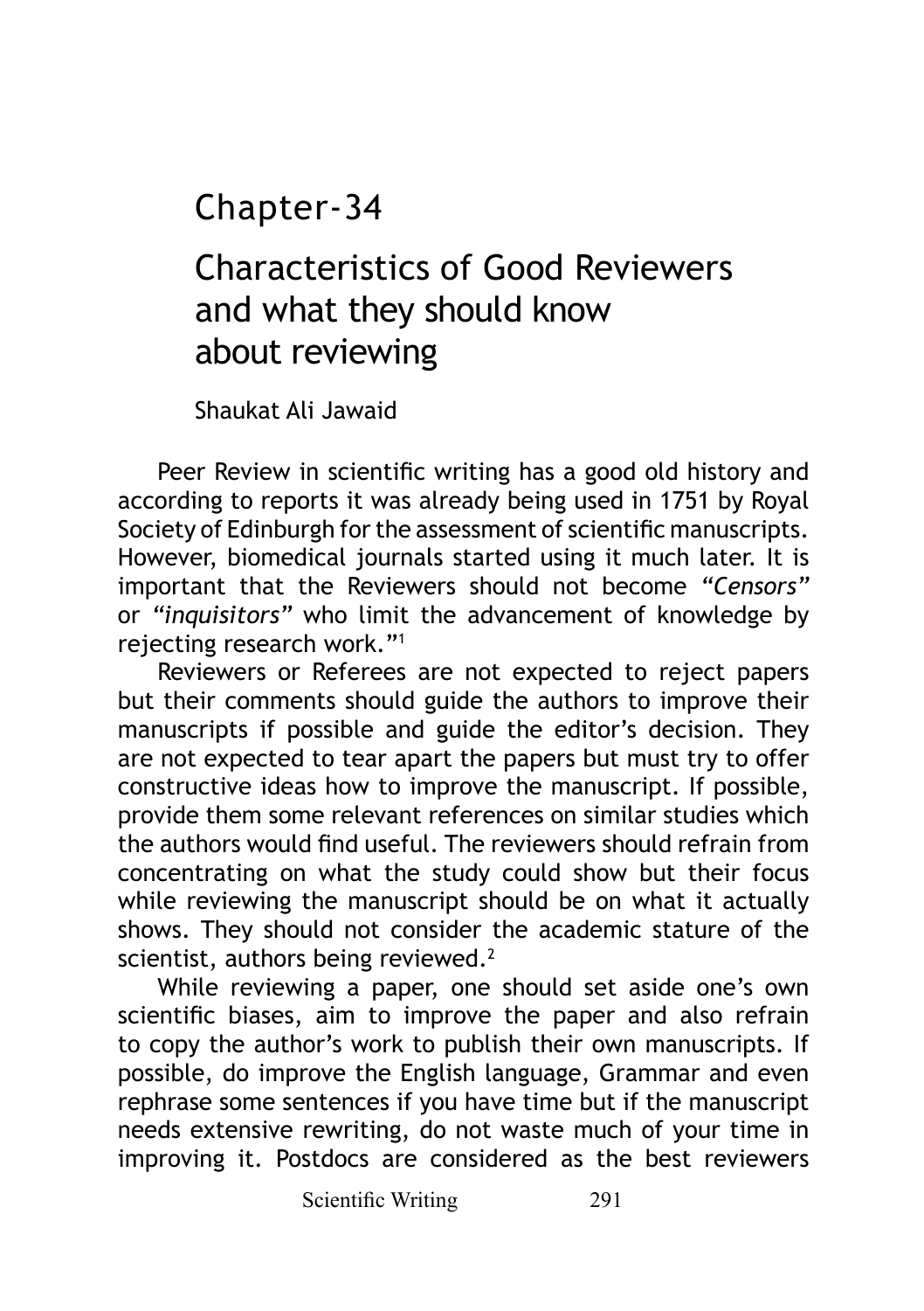# Chapter-34

## Characteristics of Good Reviewers and what they should know about reviewing

Shaukat Ali Jawaid

Peer Review in scientific writing has a good old history and according to reports it was already being used in 1751 by Royal Society of Edinburgh for the assessment of scientific manuscripts. However, biomedical journals started using it much later. It is important that the Reviewers should not become *"Censors"* or *"inquisitors"* who limit the advancement of knowledge by rejecting research work."[1]

Reviewers or Referees are not expected to reject papers but their comments should guide the authors to improve their manuscripts if possible and guide the editor's decision. They are not expected to tear apart the papers but must try to offer constructive ideas how to improve the manuscript. If possible, provide them some relevant references on similar studies which the authors would find useful. The reviewers should refrain from concentrating on what the study could show but their focus while reviewing the manuscript should be on what it actually shows. They should not consider the academic stature of the scientist, authors being reviewed.[2]

While reviewing a paper, one should set aside one's own scientific biases, aim to improve the paper and also refrain to copy the author's work to publish their own manuscripts. If possible, do improve the English language, Grammar and even rephrase some sentences if you have time but if the manuscript needs extensive rewriting, do not waste much of your time in improving it. Postdocs are considered as the best reviewers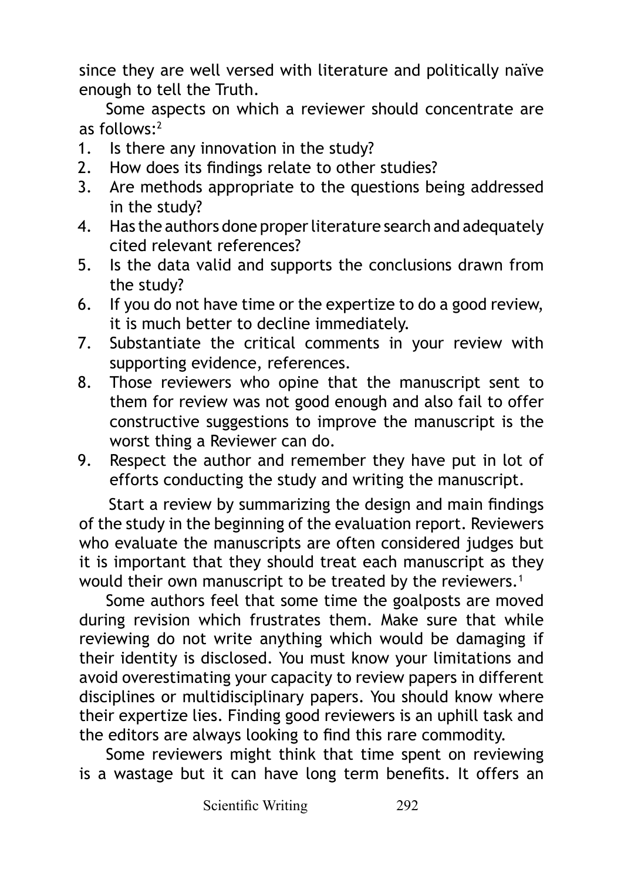since they are well versed with literature and politically naïve enough to tell the Truth.

Some aspects on which a reviewer should concentrate are as follows:[2]

1. Is there any innovation in the study?
2. How does its findings relate to other studies?
3. Are methods appropriate to the questions being addressed in the study?
4. Has the authors done proper literature search and adequately cited relevant references?
5. Is the data valid and supports the conclusions drawn from the study?
6. If you do not have time or the expertize to do a good review, it is much better to decline immediately.
7. Substantiate the critical comments in your review with supporting evidence, references.
8. Those reviewers who opine that the manuscript sent to them for review was not good enough and also fail to offer constructive suggestions to improve the manuscript is the worst thing a Reviewer can do.
9. Respect the author and remember they have put in lot of efforts conducting the study and writing the manuscript.

Start a review by summarizing the design and main findings of the study in the beginning of the evaluation report. Reviewers who evaluate the manuscripts are often considered judges but it is important that they should treat each manuscript as they would their own manuscript to be treated by the reviewers.[1]

Some authors feel that some time the goalposts are moved during revision which frustrates them. Make sure that while reviewing do not write anything which would be damaging if their identity is disclosed. You must know your limitations and avoid overestimating your capacity to review papers in different disciplines or multidisciplinary papers. You should know where their expertize lies. Finding good reviewers is an uphill task and the editors are always looking to find this rare commodity.

Some reviewers might think that time spent on reviewing is a wastage but it can have long term benefits. It offers an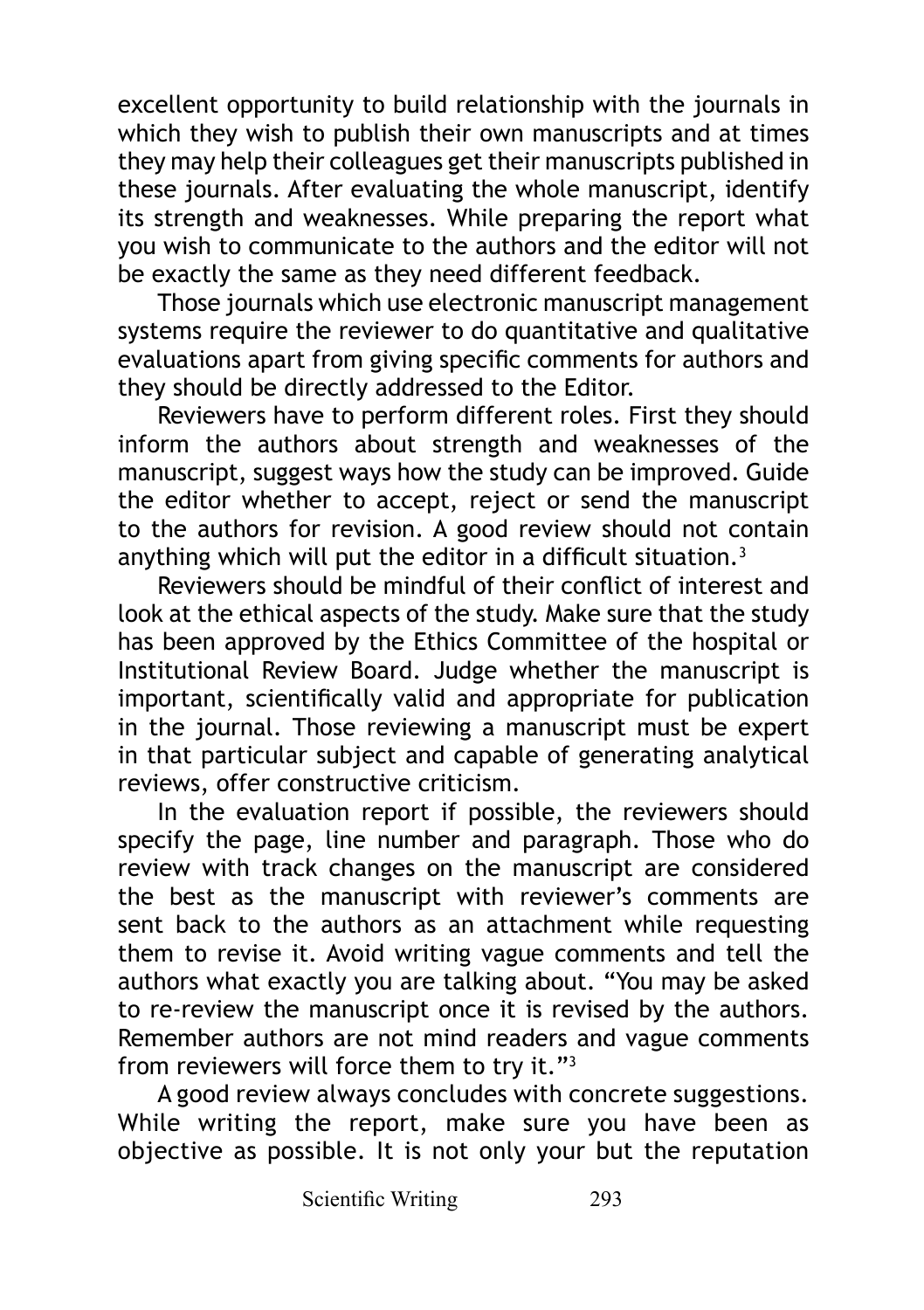excellent opportunity to build relationship with the journals in which they wish to publish their own manuscripts and at times they may help their colleagues get their manuscripts published in these journals. After evaluating the whole manuscript, identify its strength and weaknesses. While preparing the report what you wish to communicate to the authors and the editor will not be exactly the same as they need different feedback.

Those journals which use electronic manuscript management systems require the reviewer to do quantitative and qualitative evaluations apart from giving specific comments for authors and they should be directly addressed to the Editor.

Reviewers have to perform different roles. First they should inform the authors about strength and weaknesses of the manuscript, suggest ways how the study can be improved. Guide the editor whether to accept, reject or send the manuscript to the authors for revision. A good review should not contain anything which will put the editor in a difficult situation.[3]

Reviewers should be mindful of their conflict of interest and look at the ethical aspects of the study. Make sure that the study has been approved by the Ethics Committee of the hospital or Institutional Review Board. Judge whether the manuscript is important, scientifically valid and appropriate for publication in the journal. Those reviewing a manuscript must be expert in that particular subject and capable of generating analytical reviews, offer constructive criticism.

In the evaluation report if possible, the reviewers should specify the page, line number and paragraph. Those who do review with track changes on the manuscript are considered the best as the manuscript with reviewer's comments are sent back to the authors as an attachment while requesting them to revise it. Avoid writing vague comments and tell the authors what exactly you are talking about. "You may be asked to re-review the manuscript once it is revised by the authors. Remember authors are not mind readers and vague comments from reviewers will force them to try it."[3]

A good review always concludes with concrete suggestions. While writing the report, make sure you have been as objective as possible. It is not only your but the reputation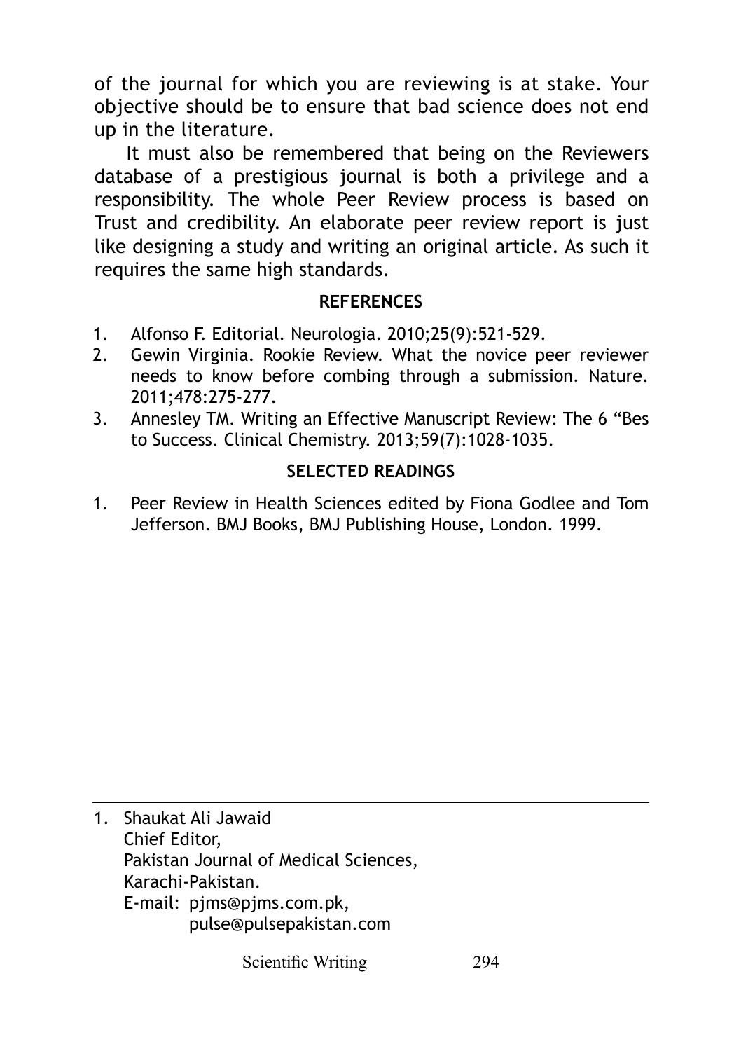of the journal for which you are reviewing is at stake. Your objective should be to ensure that bad science does not end up in the literature.

It must also be remembered that being on the Reviewers database of a prestigious journal is both a privilege and a responsibility. The whole Peer Review process is based on Trust and credibility. An elaborate peer review report is just like designing a study and writing an original article. As such it requires the same high standards.

## REFERENCES

1. Alfonso F. Editorial. Neurologia. 2010;25(9):521-529.
2. Gewin Virginia. Rookie Review. What the novice peer reviewer needs to know before combing through a submission. Nature. 2011;478:275-277.
3. Annesley TM. Writing an Effective Manuscript Review: The 6 "Bes to Success. Clinical Chemistry. 2013;59(7):1028-1035.

## SELECTED READINGS

1. Peer Review in Health Sciences edited by Fiona Godlee and Tom Jefferson. BMJ Books, BMJ Publishing House, London. 1999.

---

1. Shaukat Ali Jawaid
   Chief Editor,
   Pakistan Journal of Medical Sciences,
   Karachi-Pakistan.
   E-mail: pjms@pjms.com.pk,
   pulse@pulsepakistan.com